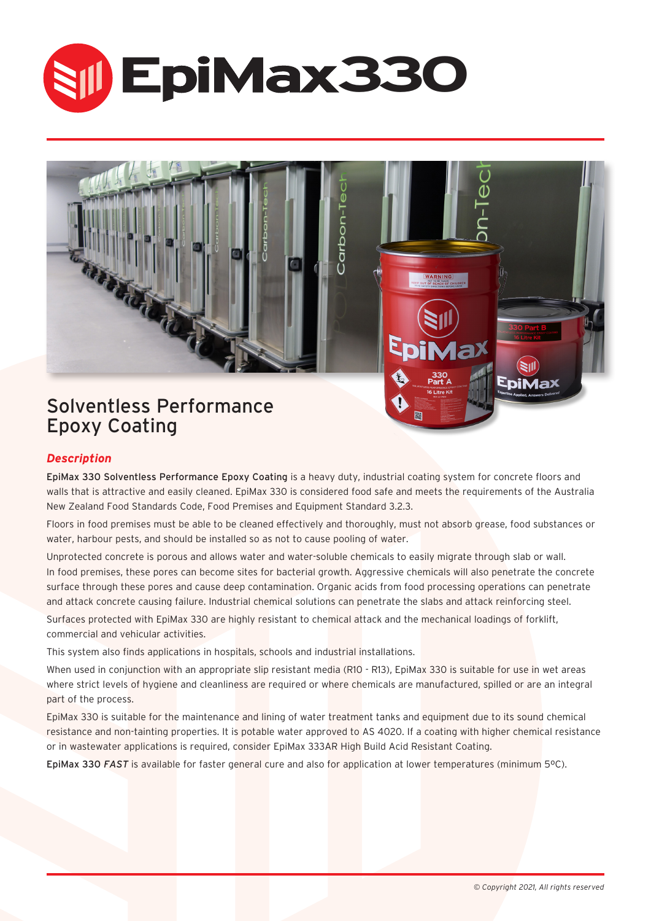# EpiMax330

## Solventless Performance Epoxy Coating

### *Description*

**EpiMax 330 Solventless Performance Epoxy Coating** is a heavy duty, industrial coating system for concrete floors and walls that is attractive and easily cleaned. EpiMax 330 is considered food safe and meets the requirements of the Australia New Zealand Food Standards Code, Food Premises and Equipment Standard 3.2.3.

Floors in food premises must be able to be cleaned effectively and thoroughly, must not absorb grease, food substances or water, harbour pests, and should be installed so as not to cause pooling of water.

Unprotected concrete is porous and allows water and water-soluble chemicals to easily migrate through slab or wall. In food premises, these pores can become sites for bacterial growth. Aggressive chemicals will also penetrate the concrete surface through these pores and cause deep contamination. Organic acids from food processing operations can penetrate and attack concrete causing failure. Industrial chemical solutions can penetrate the slabs and attack reinforcing steel.

Surfaces protected with EpiMax 330 are highly resistant to chemical attack and the mechanical loadings of forklift, commercial and vehicular activities.

This system also finds applications in hospitals, schools and industrial installations.

When used in conjunction with an appropriate slip resistant media (R10 - R13), EpiMax 330 is suitable for use in wet areas where strict levels of hygiene and cleanliness are required or where chemicals are manufactured, spilled or are an integral part of the process.

EpiMax 330 is suitable for the maintenance and lining of water treatment tanks and equipment due to its sound chemical resistance and non-tainting properties. It is potable water approved to AS 4020. If a coating with higher chemical resistance or in wastewater applications is required, consider EpiMax 333AR High Build Acid Resistant Coating.

**EpiMax 330 *FAST*** is available for faster general cure and also for application at lower temperatures (minimum 5ºC).

*© Copyright 2021, All rights reserved*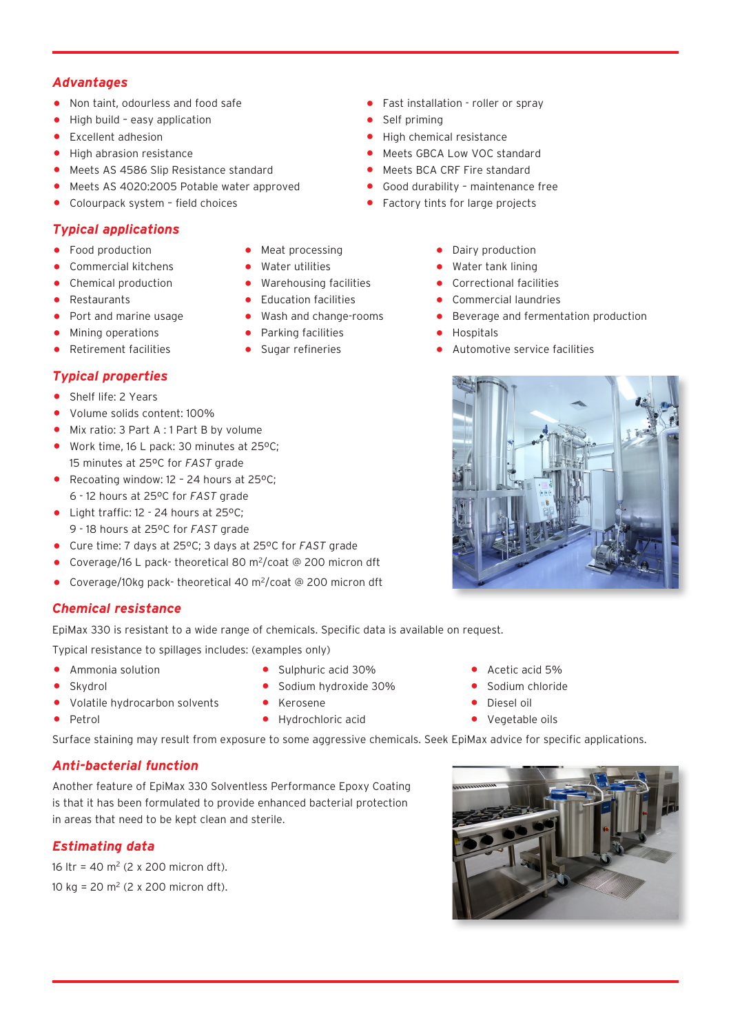## *Advantages*

- Non taint, odourless and food safe
- High build – easy application
- Excellent adhesion
- High abrasion resistance
- Meets AS 4586 Slip Resistance standard
- Meets AS 4020:2005 Potable water approved
- Colourpack system – field choices
- Fast installation - roller or spray
- Self priming
- High chemical resistance
- Meets GBCA Low VOC standard
- Meets BCA CRF Fire standard
- Good durability – maintenance free
- Factory tints for large projects

## *Typical applications*

- Food production
- Commercial kitchens
- Chemical production
- Restaurants
- Port and marine usage
- Mining operations
- Retirement facilities
- Meat processing
- Water utilities
- Warehousing facilities
- Education facilities
- Wash and change-rooms
- Parking facilities
- Sugar refineries
- Dairy production
- Water tank lining
- Correctional facilities
- Commercial laundries
- Beverage and fermentation production
- Hospitals
- Automotive service facilities

## *Typical properties*

- Shelf life: 2 Years
- Volume solids content: 100%
- Mix ratio: 3 Part A : 1 Part B by volume
- Work time, 16 L pack: 30 minutes at 25ºC; 15 minutes at 25ºC for *FAST* grade
- Recoating window: 12 – 24 hours at 25ºC; 6 - 12 hours at 25ºC for *FAST* grade
- Light traffic: 12 - 24 hours at 25ºC; 9 - 18 hours at 25ºC for *FAST* grade
- Cure time: 7 days at 25ºC; 3 days at 25ºC for *FAST* grade
- Coverage/16 L pack- theoretical 80 $m^2$/coat @ 200 micron dft
- Coverage/10kg pack- theoretical 40 $m^2$/coat @ 200 micron dft

## *Chemical resistance*

EpiMax 330 is resistant to a wide range of chemicals. Specific data is available on request.

Typical resistance to spillages includes: (examples only)

- Ammonia solution
- Skydrol
- Volatile hydrocarbon solvents
- Petrol
- Sulphuric acid 30%
- Sodium hydroxide 30%
- Kerosene
- Hydrochloric acid
- Acetic acid 5%
- Sodium chloride
- Diesel oil
- Vegetable oils

Surface staining may result from exposure to some aggressive chemicals. Seek EpiMax advice for specific applications.

## *Anti-bacterial function*

Another feature of EpiMax 330 Solventless Performance Epoxy Coating is that it has been formulated to provide enhanced bacterial protection in areas that need to be kept clean and sterile.

## *Estimating data*

16 ltr = 40 $m^2$ (2 x 200 micron dft).

10 kg = 20 $m^2$ (2 x 200 micron dft).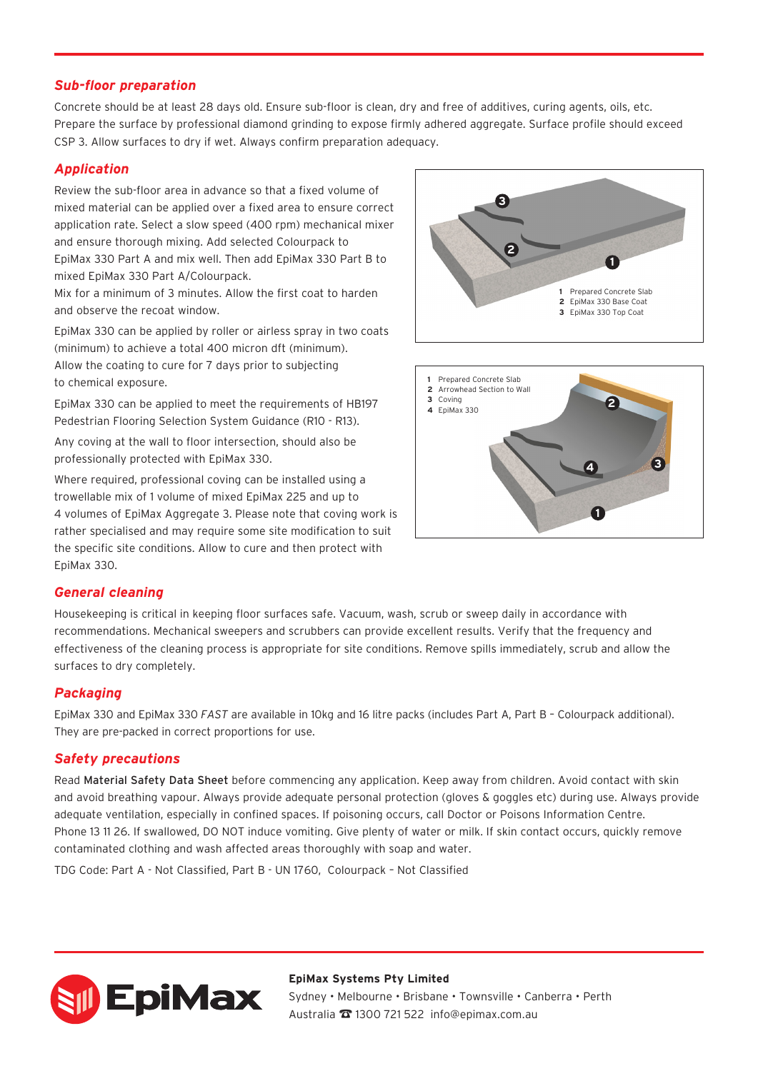## *Sub-floor preparation*

Concrete should be at least 28 days old. Ensure sub-floor is clean, dry and free of additives, curing agents, oils, etc. Prepare the surface by professional diamond grinding to expose firmly adhered aggregate. Surface profile should exceed CSP 3. Allow surfaces to dry if wet. Always confirm preparation adequacy.

## *Application*

Review the sub-floor area in advance so that a fixed volume of mixed material can be applied over a fixed area to ensure correct application rate. Select a slow speed (400 rpm) mechanical mixer and ensure thorough mixing. Add selected Colourpack to EpiMax 330 Part A and mix well. Then add EpiMax 330 Part B to mixed EpiMax 330 Part A/Colourpack.
Mix for a minimum of 3 minutes. Allow the first coat to harden and observe the recoat window.

EpiMax 330 can be applied by roller or airless spray in two coats (minimum) to achieve a total 400 micron dft (minimum). Allow the coating to cure for 7 days prior to subjecting to chemical exposure.

EpiMax 330 can be applied to meet the requirements of HB197 Pedestrian Flooring Selection System Guidance (R10 - R13).

Any coving at the wall to floor intersection, should also be professionally protected with EpiMax 330.

Where required, professional coving can be installed using a trowellable mix of 1 volume of mixed EpiMax 225 and up to 4 volumes of EpiMax Aggregate 3. Please note that coving work is rather specialised and may require some site modification to suit the specific site conditions. Allow to cure and then protect with EpiMax 330.

1 Prepared Concrete Slab
2 EpiMax 330 Base Coat
3 EpiMax 330 Top Coat

1 Prepared Concrete Slab
2 Arrowhead Section to Wall
3 Coving
4 EpiMax 330

## *General cleaning*

Housekeeping is critical in keeping floor surfaces safe. Vacuum, wash, scrub or sweep daily in accordance with recommendations. Mechanical sweepers and scrubbers can provide excellent results. Verify that the frequency and effectiveness of the cleaning process is appropriate for site conditions. Remove spills immediately, scrub and allow the surfaces to dry completely.

## *Packaging*

EpiMax 330 and EpiMax 330 *FAST* are available in 10kg and 16 litre packs (includes Part A, Part B – Colourpack additional). They are pre-packed in correct proportions for use.

## *Safety precautions*

Read **Material Safety Data Sheet** before commencing any application. Keep away from children. Avoid contact with skin and avoid breathing vapour. Always provide adequate personal protection (gloves & goggles etc) during use. Always provide adequate ventilation, especially in confined spaces. If poisoning occurs, call Doctor or Poisons Information Centre. Phone 13 11 26. If swallowed, DO NOT induce vomiting. Give plenty of water or milk. If skin contact occurs, quickly remove contaminated clothing and wash affected areas thoroughly with soap and water.

TDG Code: Part A - Not Classified, Part B - UN 1760, Colourpack – Not Classified

EpiMax

**EpiMax Systems Pty Limited**
Sydney • Melbourne • Brisbane • Townsville • Canberra • Perth
Australia ☎ 1300 721 522 info@epimax.com.au